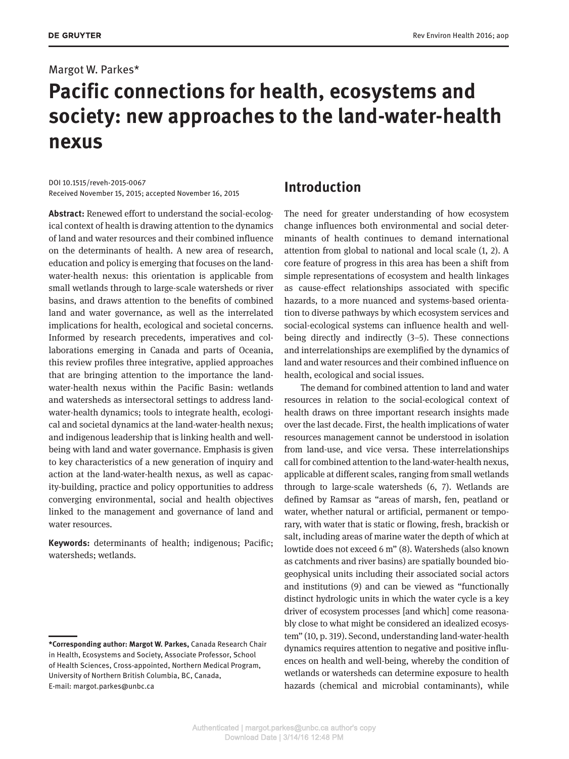Margot W. Parkes*

# Pacific connections for health, ecosystems and society: new approaches to the land-water-health nexus

DOI 10.1515/reveh-2015-0067
Received November 15, 2015; accepted November 16, 2015

**Abstract:** Renewed effort to understand the social-ecological context of health is drawing attention to the dynamics of land and water resources and their combined influence on the determinants of health. A new area of research, education and policy is emerging that focuses on the land-water-health nexus: this orientation is applicable from small wetlands through to large-scale watersheds or river basins, and draws attention to the benefits of combined land and water governance, as well as the interrelated implications for health, ecological and societal concerns. Informed by research precedents, imperatives and collaborations emerging in Canada and parts of Oceania, this review profiles three integrative, applied approaches that are bringing attention to the importance the land-water-health nexus within the Pacific Basin: wetlands and watersheds as intersectoral settings to address land-water-health dynamics; tools to integrate health, ecological and societal dynamics at the land-water-health nexus; and indigenous leadership that is linking health and well-being with land and water governance. Emphasis is given to key characteristics of a new generation of inquiry and action at the land-water-health nexus, as well as capacity-building, practice and policy opportunities to address converging environmental, social and health objectives linked to the management and governance of land and water resources.

**Keywords:** determinants of health; indigenous; Pacific; watersheds; wetlands.

**\*Corresponding author: Margot W. Parkes,** Canada Research Chair in Health, Ecosystems and Society, Associate Professor, School of Health Sciences, Cross-appointed, Northern Medical Program, University of Northern British Columbia, BC, Canada, E-mail: margot.parkes@unbc.ca

## Introduction

The need for greater understanding of how ecosystem change influences both environmental and social determinants of health continues to demand international attention from global to national and local scale (1, 2). A core feature of progress in this area has been a shift from simple representations of ecosystem and health linkages as cause-effect relationships associated with specific hazards, to a more nuanced and systems-based orientation to diverse pathways by which ecosystem services and social-ecological systems can influence health and well-being directly and indirectly (3–5). These connections and interrelationships are exemplified by the dynamics of land and water resources and their combined influence on health, ecological and social issues.

The demand for combined attention to land and water resources in relation to the social-ecological context of health draws on three important research insights made over the last decade. First, the health implications of water resources management cannot be understood in isolation from land-use, and vice versa. These interrelationships call for combined attention to the land-water-health nexus, applicable at different scales, ranging from small wetlands through to large-scale watersheds (6, 7). Wetlands are defined by Ramsar as "areas of marsh, fen, peatland or water, whether natural or artificial, permanent or temporary, with water that is static or flowing, fresh, brackish or salt, including areas of marine water the depth of which at lowtide does not exceed 6 m" (8). Watersheds (also known as catchments and river basins) are spatially bounded biogeophysical units including their associated social actors and institutions (9) and can be viewed as "functionally distinct hydrologic units in which the water cycle is a key driver of ecosystem processes [and which] come reasonably close to what might be considered an idealized ecosystem" (10, p. 319). Second, understanding land-water-health dynamics requires attention to negative and positive influences on health and well-being, whereby the condition of wetlands or watersheds can determine exposure to health hazards (chemical and microbial contaminants), while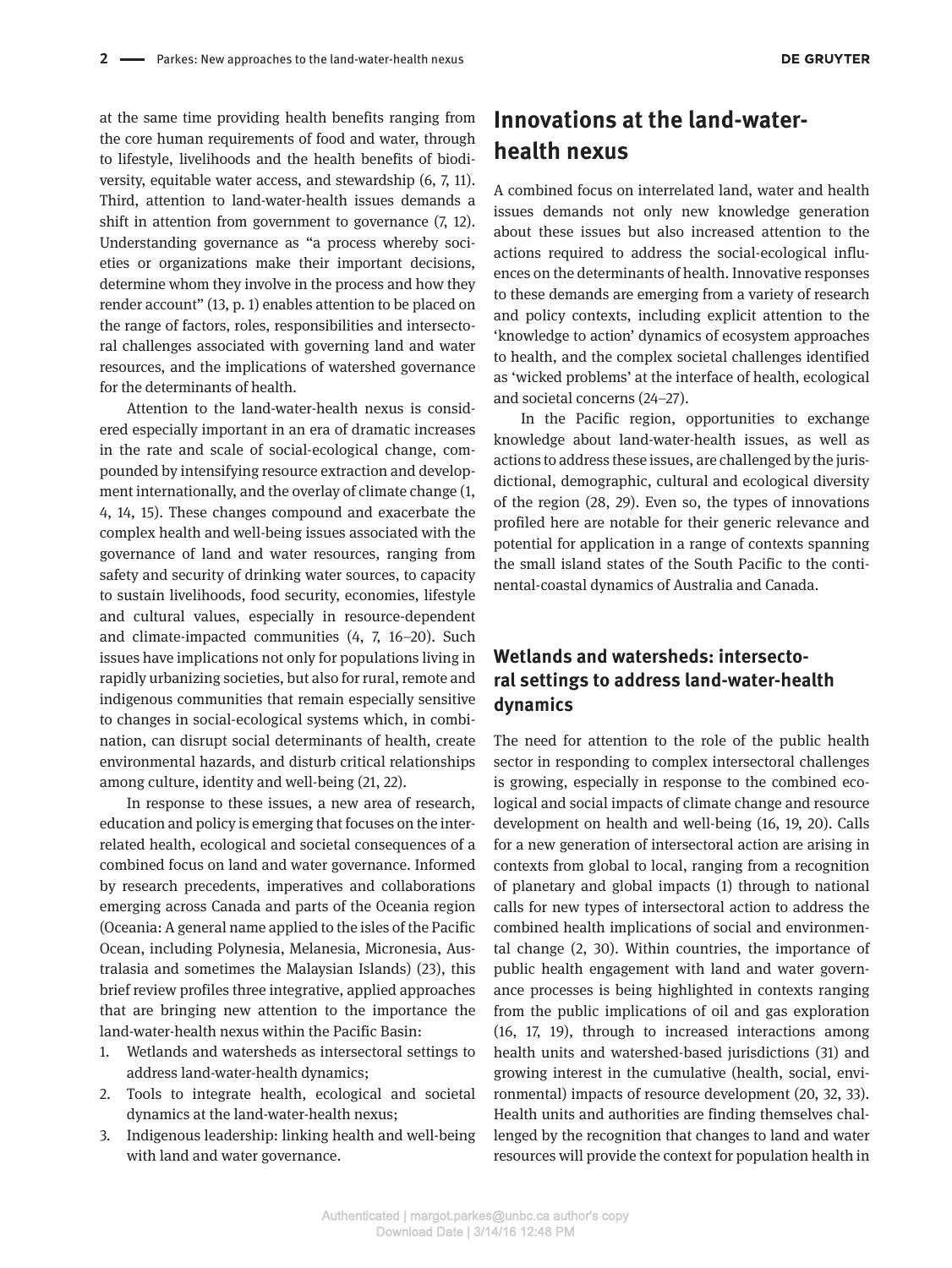at the same time providing health benefits ranging from the core human requirements of food and water, through to lifestyle, livelihoods and the health benefits of biodiversity, equitable water access, and stewardship (6, 7, 11). Third, attention to land-water-health issues demands a shift in attention from government to governance (7, 12). Understanding governance as "a process whereby societies or organizations make their important decisions, determine whom they involve in the process and how they render account" (13, p. 1) enables attention to be placed on the range of factors, roles, responsibilities and intersectoral challenges associated with governing land and water resources, and the implications of watershed governance for the determinants of health.

Attention to the land-water-health nexus is considered especially important in an era of dramatic increases in the rate and scale of social-ecological change, compounded by intensifying resource extraction and development internationally, and the overlay of climate change (1, 4, 14, 15). These changes compound and exacerbate the complex health and well-being issues associated with the governance of land and water resources, ranging from safety and security of drinking water sources, to capacity to sustain livelihoods, food security, economies, lifestyle and cultural values, especially in resource-dependent and climate-impacted communities (4, 7, 16–20). Such issues have implications not only for populations living in rapidly urbanizing societies, but also for rural, remote and indigenous communities that remain especially sensitive to changes in social-ecological systems which, in combination, can disrupt social determinants of health, create environmental hazards, and disturb critical relationships among culture, identity and well-being (21, 22).

In response to these issues, a new area of research, education and policy is emerging that focuses on the interrelated health, ecological and societal consequences of a combined focus on land and water governance. Informed by research precedents, imperatives and collaborations emerging across Canada and parts of the Oceania region (Oceania: A general name applied to the isles of the Pacific Ocean, including Polynesia, Melanesia, Micronesia, Australasia and sometimes the Malaysian Islands) (23), this brief review profiles three integrative, applied approaches that are bringing new attention to the importance the land-water-health nexus within the Pacific Basin:

1. Wetlands and watersheds as intersectoral settings to address land-water-health dynamics;
2. Tools to integrate health, ecological and societal dynamics at the land-water-health nexus;
3. Indigenous leadership: linking health and well-being with land and water governance.

## Innovations at the land-water-health nexus

A combined focus on interrelated land, water and health issues demands not only new knowledge generation about these issues but also increased attention to the actions required to address the social-ecological influences on the determinants of health. Innovative responses to these demands are emerging from a variety of research and policy contexts, including explicit attention to the 'knowledge to action' dynamics of ecosystem approaches to health, and the complex societal challenges identified as 'wicked problems' at the interface of health, ecological and societal concerns (24–27).

In the Pacific region, opportunities to exchange knowledge about land-water-health issues, as well as actions to address these issues, are challenged by the jurisdictional, demographic, cultural and ecological diversity of the region (28, 29). Even so, the types of innovations profiled here are notable for their generic relevance and potential for application in a range of contexts spanning the small island states of the South Pacific to the continental-coastal dynamics of Australia and Canada.

### Wetlands and watersheds: intersectoral settings to address land-water-health dynamics

The need for attention to the role of the public health sector in responding to complex intersectoral challenges is growing, especially in response to the combined ecological and social impacts of climate change and resource development on health and well-being (16, 19, 20). Calls for a new generation of intersectoral action are arising in contexts from global to local, ranging from a recognition of planetary and global impacts (1) through to national calls for new types of intersectoral action to address the combined health implications of social and environmental change (2, 30). Within countries, the importance of public health engagement with land and water governance processes is being highlighted in contexts ranging from the public implications of oil and gas exploration (16, 17, 19), through to increased interactions among health units and watershed-based jurisdictions (31) and growing interest in the cumulative (health, social, environmental) impacts of resource development (20, 32, 33). Health units and authorities are finding themselves challenged by the recognition that changes to land and water resources will provide the context for population health in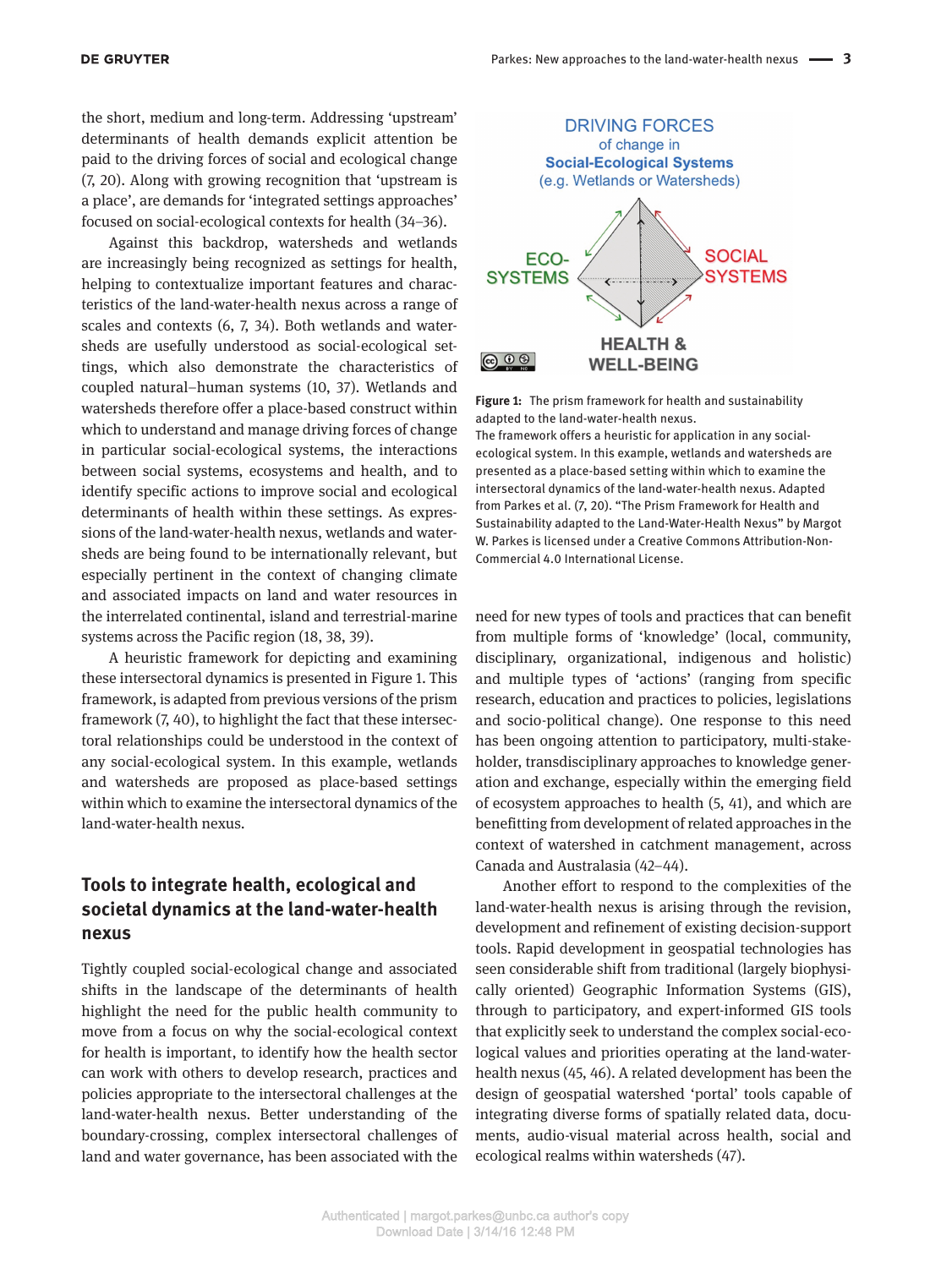the short, medium and long-term. Addressing 'upstream' determinants of health demands explicit attention be paid to the driving forces of social and ecological change (7, 20). Along with growing recognition that 'upstream is a place', are demands for 'integrated settings approaches' focused on social-ecological contexts for health (34–36).

Against this backdrop, watersheds and wetlands are increasingly being recognized as settings for health, helping to contextualize important features and characteristics of the land-water-health nexus across a range of scales and contexts (6, 7, 34). Both wetlands and watersheds are usefully understood as social-ecological settings, which also demonstrate the characteristics of coupled natural–human systems (10, 37). Wetlands and watersheds therefore offer a place-based construct within which to understand and manage driving forces of change in particular social-ecological systems, the interactions between social systems, ecosystems and health, and to identify specific actions to improve social and ecological determinants of health within these settings. As expressions of the land-water-health nexus, wetlands and watersheds are being found to be internationally relevant, but especially pertinent in the context of changing climate and associated impacts on land and water resources in the interrelated continental, island and terrestrial-marine systems across the Pacific region (18, 38, 39).

A heuristic framework for depicting and examining these intersectoral dynamics is presented in Figure 1. This framework, is adapted from previous versions of the prism framework (7, 40), to highlight the fact that these intersectoral relationships could be understood in the context of any social-ecological system. In this example, wetlands and watersheds are proposed as place-based settings within which to examine the intersectoral dynamics of the land-water-health nexus.

DRIVING FORCES of change in Social-Ecological Systems (e.g. Wetlands or Watersheds)

ECO-SYSTEMS — SOCIAL SYSTEMS — HEALTH & WELL-BEING

**Figure 1:** The prism framework for health and sustainability adapted to the land-water-health nexus.
The framework offers a heuristic for application in any social-ecological system. In this example, wetlands and watersheds are presented as a place-based setting within which to examine the intersectoral dynamics of the land-water-health nexus. Adapted from Parkes et al. (7, 20). "The Prism Framework for Health and Sustainability adapted to the Land-Water-Health Nexus" by Margot W. Parkes is licensed under a Creative Commons Attribution-Non-Commercial 4.0 International License.

## Tools to integrate health, ecological and societal dynamics at the land-water-health nexus

Tightly coupled social-ecological change and associated shifts in the landscape of the determinants of health highlight the need for the public health community to move from a focus on why the social-ecological context for health is important, to identify how the health sector can work with others to develop research, practices and policies appropriate to the intersectoral challenges at the land-water-health nexus. Better understanding of the boundary-crossing, complex intersectoral challenges of land and water governance, has been associated with the need for new types of tools and practices that can benefit from multiple forms of 'knowledge' (local, community, disciplinary, organizational, indigenous and holistic) and multiple types of 'actions' (ranging from specific research, education and practices to policies, legislations and socio-political change). One response to this need has been ongoing attention to participatory, multi-stakeholder, transdisciplinary approaches to knowledge generation and exchange, especially within the emerging field of ecosystem approaches to health (5, 41), and which are benefitting from development of related approaches in the context of watershed in catchment management, across Canada and Australasia (42–44).

Another effort to respond to the complexities of the land-water-health nexus is arising through the revision, development and refinement of existing decision-support tools. Rapid development in geospatial technologies has seen considerable shift from traditional (largely biophysically oriented) Geographic Information Systems (GIS), through to participatory, and expert-informed GIS tools that explicitly seek to understand the complex social-ecological values and priorities operating at the land-water-health nexus (45, 46). A related development has been the design of geospatial watershed 'portal' tools capable of integrating diverse forms of spatially related data, documents, audio-visual material across health, social and ecological realms within watersheds (47).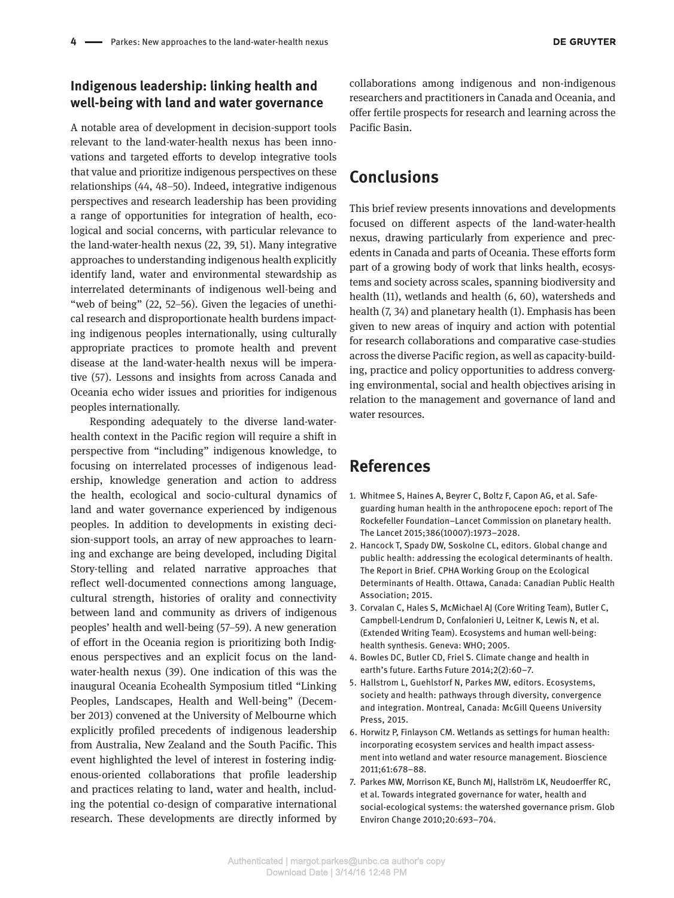## Indigenous leadership: linking health and well-being with land and water governance

A notable area of development in decision-support tools relevant to the land-water-health nexus has been innovations and targeted efforts to develop integrative tools that value and prioritize indigenous perspectives on these relationships (44, 48–50). Indeed, integrative indigenous perspectives and research leadership has been providing a range of opportunities for integration of health, ecological and social concerns, with particular relevance to the land-water-health nexus (22, 39, 51). Many integrative approaches to understanding indigenous health explicitly identify land, water and environmental stewardship as interrelated determinants of indigenous well-being and "web of being" (22, 52–56). Given the legacies of unethical research and disproportionate health burdens impacting indigenous peoples internationally, using culturally appropriate practices to promote health and prevent disease at the land-water-health nexus will be imperative (57). Lessons and insights from across Canada and Oceania echo wider issues and priorities for indigenous peoples internationally.

Responding adequately to the diverse land-water-health context in the Pacific region will require a shift in perspective from "including" indigenous knowledge, to focusing on interrelated processes of indigenous leadership, knowledge generation and action to address the health, ecological and socio-cultural dynamics of land and water governance experienced by indigenous peoples. In addition to developments in existing decision-support tools, an array of new approaches to learning and exchange are being developed, including Digital Story-telling and related narrative approaches that reflect well-documented connections among language, cultural strength, histories of orality and connectivity between land and community as drivers of indigenous peoples' health and well-being (57–59). A new generation of effort in the Oceania region is prioritizing both Indigenous perspectives and an explicit focus on the land-water-health nexus (39). One indication of this was the inaugural Oceania Ecohealth Symposium titled "Linking Peoples, Landscapes, Health and Well-being" (December 2013) convened at the University of Melbourne which explicitly profiled precedents of indigenous leadership from Australia, New Zealand and the South Pacific. This event highlighted the level of interest in fostering indigenous-oriented collaborations that profile leadership and practices relating to land, water and health, including the potential co-design of comparative international research. These developments are directly informed by collaborations among indigenous and non-indigenous researchers and practitioners in Canada and Oceania, and offer fertile prospects for research and learning across the Pacific Basin.

# Conclusions

This brief review presents innovations and developments focused on different aspects of the land-water-health nexus, drawing particularly from experience and precedents in Canada and parts of Oceania. These efforts form part of a growing body of work that links health, ecosystems and society across scales, spanning biodiversity and health (11), wetlands and health (6, 60), watersheds and health (7, 34) and planetary health (1). Emphasis has been given to new areas of inquiry and action with potential for research collaborations and comparative case-studies across the diverse Pacific region, as well as capacity-building, practice and policy opportunities to address converging environmental, social and health objectives arising in relation to the management and governance of land and water resources.

# References

1. Whitmee S, Haines A, Beyrer C, Boltz F, Capon AG, et al. Safeguarding human health in the anthropocene epoch: report of The Rockefeller Foundation–Lancet Commission on planetary health. The Lancet 2015;386(10007):1973–2028.
2. Hancock T, Spady DW, Soskolne CL, editors. Global change and public health: addressing the ecological determinants of health. The Report in Brief. CPHA Working Group on the Ecological Determinants of Health. Ottawa, Canada: Canadian Public Health Association; 2015.
3. Corvalan C, Hales S, McMichael AJ (Core Writing Team), Butler C, Campbell-Lendrum D, Confalonieri U, Leitner K, Lewis N, et al. (Extended Writing Team). Ecosystems and human well-being: health synthesis. Geneva: WHO; 2005.
4. Bowles DC, Butler CD, Friel S. Climate change and health in earth's future. Earths Future 2014;2(2):60–7.
5. Hallstrom L, Guehlstorf N, Parkes MW, editors. Ecosystems, society and health: pathways through diversity, convergence and integration. Montreal, Canada: McGill Queens University Press, 2015.
6. Horwitz P, Finlayson CM. Wetlands as settings for human health: incorporating ecosystem services and health impact assessment into wetland and water resource management. Bioscience 2011;61:678–88.
7. Parkes MW, Morrison KE, Bunch MJ, Hallström LK, Neudoerffer RC, et al. Towards integrated governance for water, health and social-ecological systems: the watershed governance prism. Glob Environ Change 2010;20:693–704.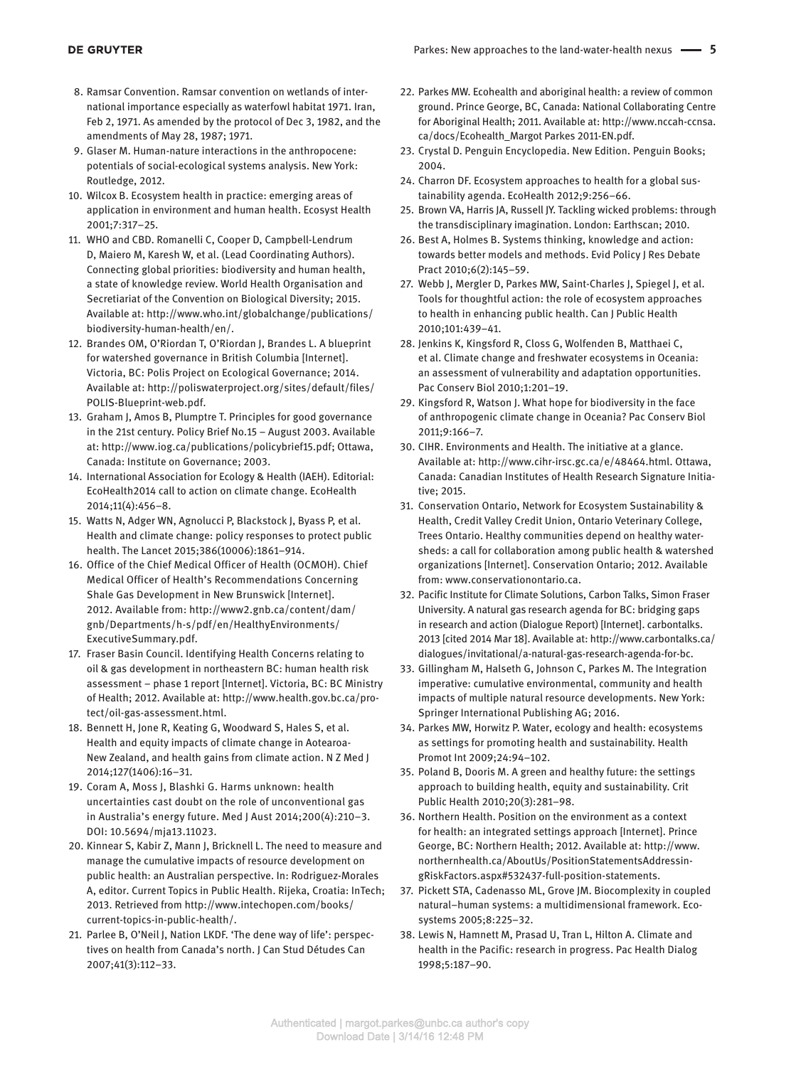8. Ramsar Convention. Ramsar convention on wetlands of international importance especially as waterfowl habitat 1971. Iran, Feb 2, 1971. As amended by the protocol of Dec 3, 1982, and the amendments of May 28, 1987; 1971.
9. Glaser M. Human-nature interactions in the anthropocene: potentials of social-ecological systems analysis. New York: Routledge, 2012.
10. Wilcox B. Ecosystem health in practice: emerging areas of application in environment and human health. Ecosyst Health 2001;7:317–25.
11. WHO and CBD. Romanelli C, Cooper D, Campbell-Lendrum D, Maiero M, Karesh W, et al. (Lead Coordinating Authors). Connecting global priorities: biodiversity and human health, a state of knowledge review. World Health Organisation and Secretariat of the Convention on Biological Diversity; 2015. Available at: http://www.who.int/globalchange/publications/biodiversity-human-health/en/.
12. Brandes OM, O'Riordan T, O'Riordan J, Brandes L. A blueprint for watershed governance in British Columbia [Internet]. Victoria, BC: Polis Project on Ecological Governance; 2014. Available at: http://poliswaterproject.org/sites/default/files/POLIS-Blueprint-web.pdf.
13. Graham J, Amos B, Plumptre T. Principles for good governance in the 21st century. Policy Brief No.15 – August 2003. Available at: http://www.iog.ca/publications/policybrief15.pdf; Ottawa, Canada: Institute on Governance; 2003.
14. International Association for Ecology & Health (IAEH). Editorial: EcoHealth2014 call to action on climate change. EcoHealth 2014;11(4):456–8.
15. Watts N, Adger WN, Agnolucci P, Blackstock J, Byass P, et al. Health and climate change: policy responses to protect public health. The Lancet 2015;386(10006):1861–914.
16. Office of the Chief Medical Officer of Health (OCMOH). Chief Medical Officer of Health's Recommendations Concerning Shale Gas Development in New Brunswick [Internet]. 2012. Available from: http://www2.gnb.ca/content/dam/gnb/Departments/h-s/pdf/en/HealthyEnvironments/ExecutiveSummary.pdf.
17. Fraser Basin Council. Identifying Health Concerns relating to oil & gas development in northeastern BC: human health risk assessment – phase 1 report [Internet]. Victoria, BC: BC Ministry of Health; 2012. Available at: http://www.health.gov.bc.ca/protect/oil-gas-assessment.html.
18. Bennett H, Jone R, Keating G, Woodward S, Hales S, et al. Health and equity impacts of climate change in Aotearoa-New Zealand, and health gains from climate action. N Z Med J 2014;127(1406):16–31.
19. Coram A, Moss J, Blashki G. Harms unknown: health uncertainties cast doubt on the role of unconventional gas in Australia's energy future. Med J Aust 2014;200(4):210–3. DOI: 10.5694/mja13.11023.
20. Kinnear S, Kabir Z, Mann J, Bricknell L. The need to measure and manage the cumulative impacts of resource development on public health: an Australian perspective. In: Rodriguez-Morales A, editor. Current Topics in Public Health. Rijeka, Croatia: InTech; 2013. Retrieved from http://www.intechopen.com/books/current-topics-in-public-health/.
21. Parlee B, O'Neil J, Nation LKDF. 'The dene way of life': perspectives on health from Canada's north. J Can Stud Détudes Can 2007;41(3):112–33.
22. Parkes MW. Ecohealth and aboriginal health: a review of common ground. Prince George, BC, Canada: National Collaborating Centre for Aboriginal Health; 2011. Available at: http://www.nccah-ccnsa.ca/docs/Ecohealth_Margot Parkes 2011-EN.pdf.
23. Crystal D. Penguin Encyclopedia. New Edition. Penguin Books; 2004.
24. Charron DF. Ecosystem approaches to health for a global sustainability agenda. EcoHealth 2012;9:256–66.
25. Brown VA, Harris JA, Russell JY. Tackling wicked problems: through the transdisciplinary imagination. London: Earthscan; 2010.
26. Best A, Holmes B. Systems thinking, knowledge and action: towards better models and methods. Evid Policy J Res Debate Pract 2010;6(2):145–59.
27. Webb J, Mergler D, Parkes MW, Saint-Charles J, Spiegel J, et al. Tools for thoughtful action: the role of ecosystem approaches to health in enhancing public health. Can J Public Health 2010;101:439–41.
28. Jenkins K, Kingsford R, Closs G, Wolfenden B, Matthaei C, et al. Climate change and freshwater ecosystems in Oceania: an assessment of vulnerability and adaptation opportunities. Pac Conserv Biol 2010;1:201–19.
29. Kingsford R, Watson J. What hope for biodiversity in the face of anthropogenic climate change in Oceania? Pac Conserv Biol 2011;9:166–7.
30. CIHR. Environments and Health. The initiative at a glance. Available at: http://www.cihr-irsc.gc.ca/e/48464.html. Ottawa, Canada: Canadian Institutes of Health Research Signature Initiative; 2015.
31. Conservation Ontario, Network for Ecosystem Sustainability & Health, Credit Valley Credit Union, Ontario Veterinary College, Trees Ontario. Healthy communities depend on healthy watersheds: a call for collaboration among public health & watershed organizations [Internet]. Conservation Ontario; 2012. Available from: www.conservationontario.ca.
32. Pacific Institute for Climate Solutions, Carbon Talks, Simon Fraser University. A natural gas research agenda for BC: bridging gaps in research and action (Dialogue Report) [Internet]. carbontalks. 2013 [cited 2014 Mar 18]. Available at: http://www.carbontalks.ca/dialogues/invitational/a-natural-gas-research-agenda-for-bc.
33. Gillingham M, Halseth G, Johnson C, Parkes M. The Integration imperative: cumulative environmental, community and health impacts of multiple natural resource developments. New York: Springer International Publishing AG; 2016.
34. Parkes MW, Horwitz P. Water, ecology and health: ecosystems as settings for promoting health and sustainability. Health Promot Int 2009;24:94–102.
35. Poland B, Dooris M. A green and healthy future: the settings approach to building health, equity and sustainability. Crit Public Health 2010;20(3):281–98.
36. Northern Health. Position on the environment as a context for health: an integrated settings approach [Internet]. Prince George, BC: Northern Health; 2012. Available at: http://www.northernhealth.ca/AboutUs/PositionStatementsAddressingRiskFactors.aspx#532437-full-position-statements.
37. Pickett STA, Cadenasso ML, Grove JM. Biocomplexity in coupled natural–human systems: a multidimensional framework. Ecosystems 2005;8:225–32.
38. Lewis N, Hamnett M, Prasad U, Tran L, Hilton A. Climate and health in the Pacific: research in progress. Pac Health Dialog 1998;5:187–90.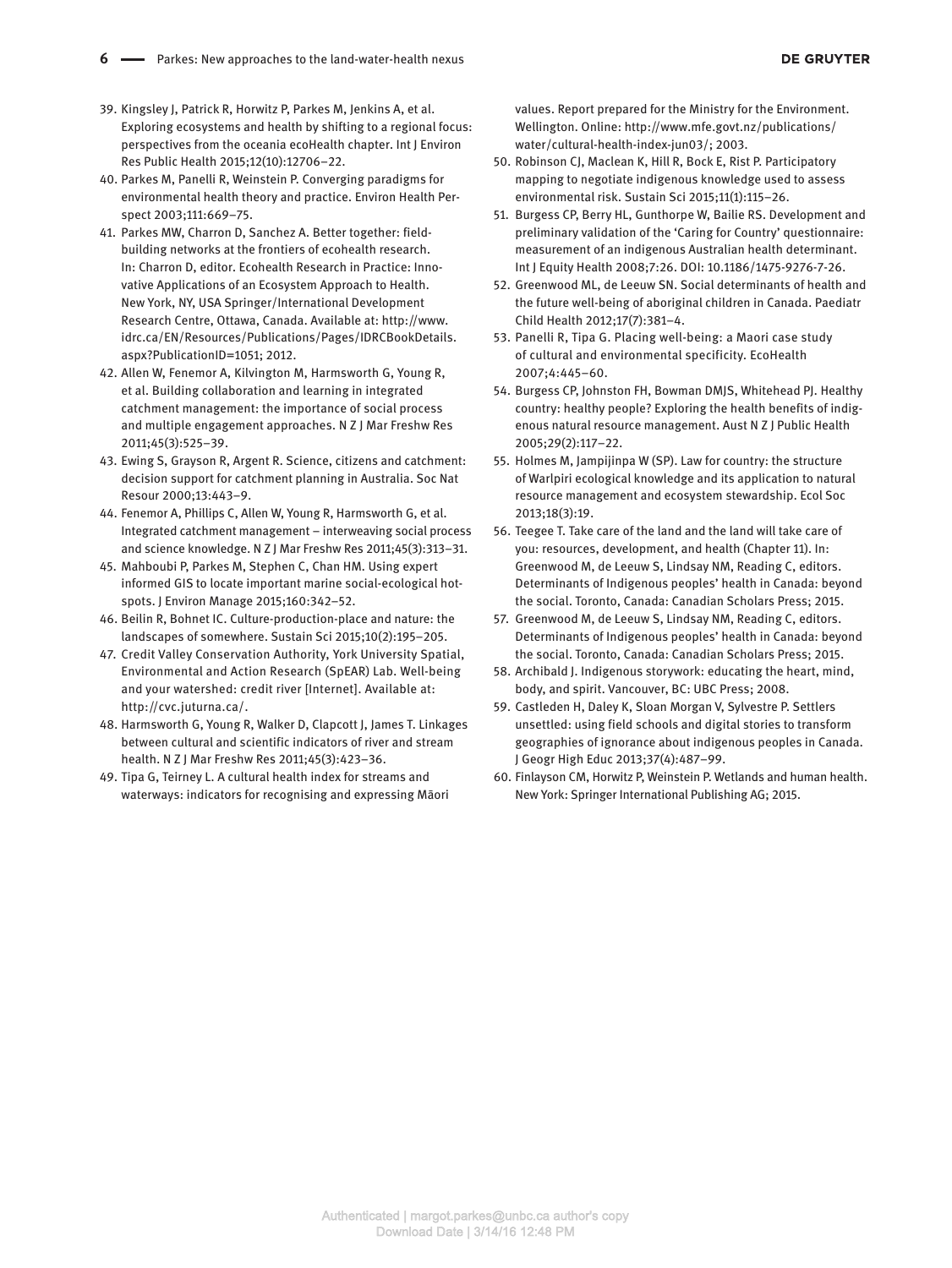39. Kingsley J, Patrick R, Horwitz P, Parkes M, Jenkins A, et al. Exploring ecosystems and health by shifting to a regional focus: perspectives from the oceania ecoHealth chapter. Int J Environ Res Public Health 2015;12(10):12706–22.
40. Parkes M, Panelli R, Weinstein P. Converging paradigms for environmental health theory and practice. Environ Health Perspect 2003;111:669–75.
41. Parkes MW, Charron D, Sanchez A. Better together: field-building networks at the frontiers of ecohealth research. In: Charron D, editor. Ecohealth Research in Practice: Innovative Applications of an Ecosystem Approach to Health. New York, NY, USA Springer/International Development Research Centre, Ottawa, Canada. Available at: http://www.idrc.ca/EN/Resources/Publications/Pages/IDRCBookDetails.aspx?PublicationID=1051; 2012.
42. Allen W, Fenemor A, Kilvington M, Harmsworth G, Young R, et al. Building collaboration and learning in integrated catchment management: the importance of social process and multiple engagement approaches. N Z J Mar Freshw Res 2011;45(3):525–39.
43. Ewing S, Grayson R, Argent R. Science, citizens and catchment: decision support for catchment planning in Australia. Soc Nat Resour 2000;13:443–9.
44. Fenemor A, Phillips C, Allen W, Young R, Harmsworth G, et al. Integrated catchment management – interweaving social process and science knowledge. N Z J Mar Freshw Res 2011;45(3):313–31.
45. Mahboubi P, Parkes M, Stephen C, Chan HM. Using expert informed GIS to locate important marine social-ecological hotspots. J Environ Manage 2015;160:342–52.
46. Beilin R, Bohnet IC. Culture-production-place and nature: the landscapes of somewhere. Sustain Sci 2015;10(2):195–205.
47. Credit Valley Conservation Authority, York University Spatial, Environmental and Action Research (SpEAR) Lab. Well-being and your watershed: credit river [Internet]. Available at: http://cvc.juturna.ca/.
48. Harmsworth G, Young R, Walker D, Clapcott J, James T. Linkages between cultural and scientific indicators of river and stream health. N Z J Mar Freshw Res 2011;45(3):423–36.
49. Tipa G, Teirney L. A cultural health index for streams and waterways: indicators for recognising and expressing Māori values. Report prepared for the Ministry for the Environment. Wellington. Online: http://www.mfe.govt.nz/publications/water/cultural-health-index-jun03/; 2003.
50. Robinson CJ, Maclean K, Hill R, Bock E, Rist P. Participatory mapping to negotiate indigenous knowledge used to assess environmental risk. Sustain Sci 2015;11(1):115–26.
51. Burgess CP, Berry HL, Gunthorpe W, Bailie RS. Development and preliminary validation of the 'Caring for Country' questionnaire: measurement of an indigenous Australian health determinant. Int J Equity Health 2008;7:26. DOI: 10.1186/1475-9276-7-26.
52. Greenwood ML, de Leeuw SN. Social determinants of health and the future well-being of aboriginal children in Canada. Paediatr Child Health 2012;17(7):381–4.
53. Panelli R, Tipa G. Placing well-being: a Maori case study of cultural and environmental specificity. EcoHealth 2007;4:445–60.
54. Burgess CP, Johnston FH, Bowman DMJS, Whitehead PJ. Healthy country: healthy people? Exploring the health benefits of indigenous natural resource management. Aust N Z J Public Health 2005;29(2):117–22.
55. Holmes M, Jampijinpa W (SP). Law for country: the structure of Warlpiri ecological knowledge and its application to natural resource management and ecosystem stewardship. Ecol Soc 2013;18(3):19.
56. Teegee T. Take care of the land and the land will take care of you: resources, development, and health (Chapter 11). In: Greenwood M, de Leeuw S, Lindsay NM, Reading C, editors. Determinants of Indigenous peoples' health in Canada: beyond the social. Toronto, Canada: Canadian Scholars Press; 2015.
57. Greenwood M, de Leeuw S, Lindsay NM, Reading C, editors. Determinants of Indigenous peoples' health in Canada: beyond the social. Toronto, Canada: Canadian Scholars Press; 2015.
58. Archibald J. Indigenous storywork: educating the heart, mind, body, and spirit. Vancouver, BC: UBC Press; 2008.
59. Castleden H, Daley K, Sloan Morgan V, Sylvestre P. Settlers unsettled: using field schools and digital stories to transform geographies of ignorance about indigenous peoples in Canada. J Geogr High Educ 2013;37(4):487–99.
60. Finlayson CM, Horwitz P, Weinstein P. Wetlands and human health. New York: Springer International Publishing AG; 2015.